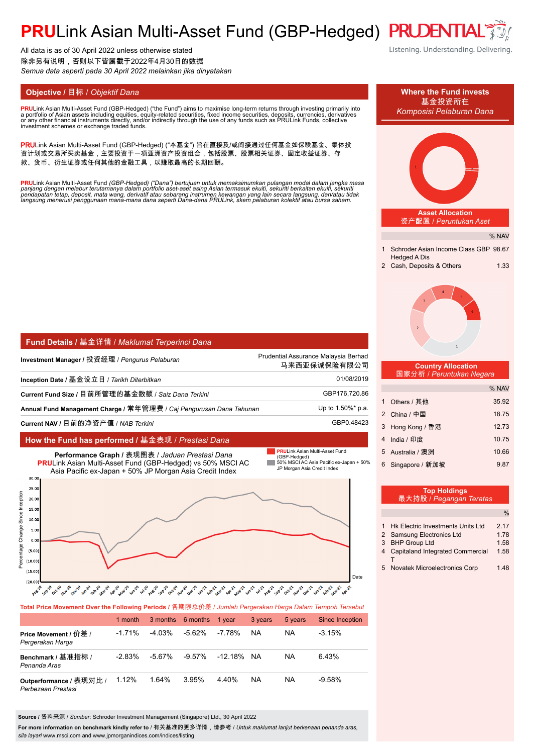# **PRU**Link Asian Multi-Asset Fund (GBP-Hedged)

PRUDENTIAL
Listening. Understanding. Delivering.

All data is as of 30 April 2022 unless otherwise stated
除非另有说明，否则以下皆属截于2022年4月30日的数据
*Semua data seperti pada 30 April 2022 melainkan jika dinyatakan*

## Objective / 目标 / *Objektif Dana*

**PRU**Link Asian Multi-Asset Fund (GBP-Hedged) ("the Fund") aims to maximise long-term returns through investing primarily into a portfolio of Asian assets including equities, equity-related securities, fixed income securities, deposits, currencies, derivatives or any other financial instruments directly, and/or indirectly through the use of any funds such as PRULink Funds, collective investment schemes or exchange traded funds.

**PRU**Link Asian Multi-Asset Fund (GBP-Hedged) ("本基金") 旨在直接及/或间接通过任何基金如保联基金、集体投资计划或交易所买卖基金，主要投资于一项亚洲资产投资组合，包括股票、股票相关证券、固定收益证券、存款、货币、衍生证券或任何其他的金融工具，以赚取最高的长期回酬。

*__PRU__Link Asian Multi-Asset Fund (GBP-Hedged) ("Dana") bertujuan untuk memaksimumkan pulangan modal dalam jangka masa panjang dengan melabur terutamanya dalam portfolio aset-aset asing Asian termasuk ekuiti, sekuriti berkaitan ekuiti, sekuriti pendapatan tetap, deposit, mata wang, derivatif atau sebarang instrumen kewangan yang lain secara langsung, dan/atau tidak langsung menerusi penggunaan mana-mana dana seperti Dana-dana PRULink, skem pelaburan kolektif atau bursa saham.*

## Where the Fund invests 基金投资所在 *Komposisi Pelaburan Dana*

### Asset Allocation 资产配置 / *Peruntukan Aset*

| | | % NAV |
|---|---|---|
| 1 | Schroder Asian Income Class GBP Hedged A Dis | 98.67 |
| 2 | Cash, Deposits & Others | 1.33 |

### Country Allocation 国家分析 / *Peruntukan Negara*

| | | % NAV |
|---|---|---|
| 1 | Others / 其他 | 35.92 |
| 2 | China / 中国 | 18.75 |
| 3 | Hong Kong / 香港 | 12.73 |
| 4 | India / 印度 | 10.75 |
| 5 | Australia / 澳洲 | 10.66 |
| 6 | Singapore / 新加坡 | 9.87 |

### Top Holdings 最大持股 / *Pegangan Teratas*

| | | % |
|---|---|---|
| 1 | Hk Electric Investments Units Ltd | 2.17 |
| 2 | Samsung Electronics Ltd | 1.78 |
| 3 | BHP Group Ltd | 1.58 |
| 4 | Capitaland Integrated Commercial T | 1.58 |
| 5 | Novatek Microelectronics Corp | 1.48 |

## Fund Details / 基金详情 / *Maklumat Terperinci Dana*

| | |
|---|---|
| **Investment Manager** / 投资经理 / *Pengurus Pelaburan* | Prudential Assurance Malaysia Berhad 马来西亚保诚保险有限公司 |
| **Inception Date** / 基金设立日 / *Tarikh Diterbitkan* | 01/08/2019 |
| **Current Fund Size** / 目前所管理的基金数额 / *Saiz Dana Terkini* | GBP176,720.86 |
| **Annual Fund Management Charge** / 常年管理费 / *Caj Pengurusan Dana Tahunan* | Up to 1.50%* p.a. |
| **Current NAV** / 目前的净资产值 / *NAB Terkini* | GBP0.48423 |

## How the Fund has performed / 基金表现 / *Prestasi Dana*

**Performance Graph** / 表现图表 / *Jaduan Prestasi Dana*
**PRU**Link Asian Multi-Asset Fund (GBP-Hedged) vs 50% MSCI AC Asia Pacific ex-Japan + 50% JP Morgan Asia Credit Index

**Total Price Movement Over the Following Periods** / 各期限总价差 / *Jumlah Pergerakan Harga Dalam Tempoh Tersebut*

| | 1 month | 3 months | 6 months | 1 year | 3 years | 5 years | Since Inception |
|---|---|---|---|---|---|---|---|
| **Price Movement** / 价差 / *Pergerakan Harga* | -1.71% | -4.03% | -5.62% | -7.78% | NA | NA | -3.15% |
| **Benchmark** / 基准指标 / *Penanda Aras* | -2.83% | -5.67% | -9.57% | -12.18% | NA | NA | 6.43% |
| **Outperformance** / 表现对比 / *Perbezaan Prestasi* | 1.12% | 1.64% | 3.95% | 4.40% | NA | NA | -9.58% |

**Source** / 资料来源 / *Sumber*: Schroder Investment Management (Singapore) Ltd., 30 April 2022

**For more information on benchmark kindly refer to** / 有关基准的更多详情，请参考 / *Untuk maklumat lanjut berkenaan penanda aras, sila layari* www.msci.com and www.jpmorganindices.com/indices/listing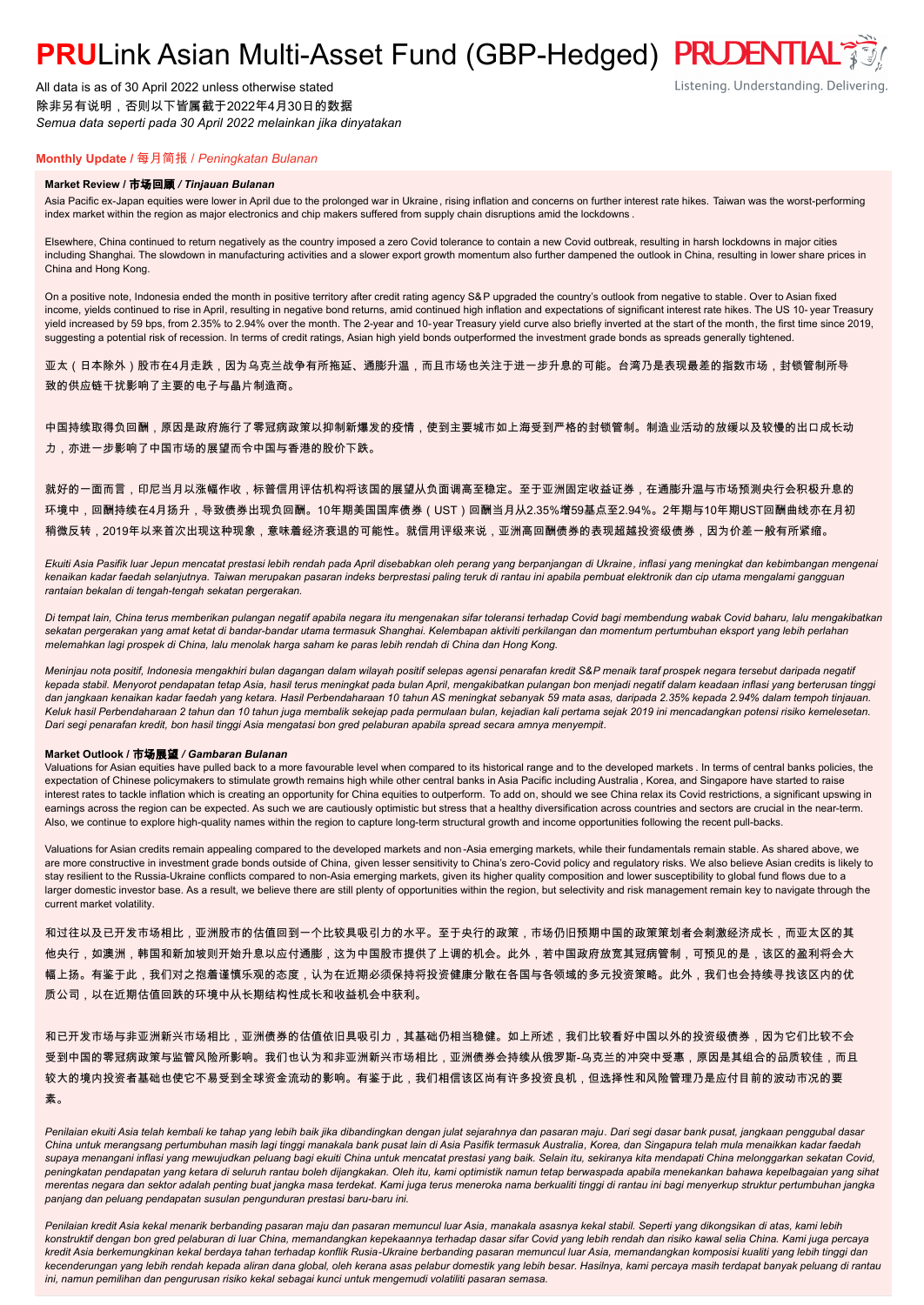# **PRU**Link Asian Multi-Asset Fund (GBP-Hedged)

PRUDENTIAL
Listening. Understanding. Delivering.

All data is as of 30 April 2022 unless otherwise stated
除非另有说明，否则以下皆属截于2022年4月30日的数据
*Semua data seperti pada 30 April 2022 melainkan jika dinyatakan*

## Monthly Update / 每月简报 / *Peningkatan Bulanan*

### Market Review / 市场回顾 / *Tinjauan Bulanan*

Asia Pacific ex-Japan equities were lower in April due to the prolonged war in Ukraine, rising inflation and concerns on further interest rate hikes. Taiwan was the worst-performing index market within the region as major electronics and chip makers suffered from supply chain disruptions amid the lockdowns.

Elsewhere, China continued to return negatively as the country imposed a zero Covid tolerance to contain a new Covid outbreak, resulting in harsh lockdowns in major cities including Shanghai. The slowdown in manufacturing activities and a slower export growth momentum also further dampened the outlook in China, resulting in lower share prices in China and Hong Kong.

On a positive note, Indonesia ended the month in positive territory after credit rating agency S&P upgraded the country's outlook from negative to stable. Over to Asian fixed income, yields continued to rise in April, resulting in negative bond returns, amid continued high inflation and expectations of significant interest rate hikes. The US 10-year Treasury yield increased by 59 bps, from 2.35% to 2.94% over the month. The 2-year and 10-year Treasury yield curve also briefly inverted at the start of the month, the first time since 2019, suggesting a potential risk of recession. In terms of credit ratings, Asian high yield bonds outperformed the investment grade bonds as spreads generally tightened.

亚太（日本除外）股市在4月走跌，因为乌克兰战争有所拖延、通膨升温，而且市场也关注于进一步升息的可能。台湾乃是表现最差的指数市场，封锁管制所导致的供应链干扰影响了主要的电子与晶片制造商。

中国持续取得负回酬，原因是政府施行了零冠病政策以抑制新爆发的疫情，使到主要城市如上海受到严格的封锁管制。制造业活动的放缓以及较慢的出口成长动力，亦进一步影响了中国市场的展望而令中国与香港的股价下跌。

就好的一面而言，印尼当月以涨幅作收，标普信用评估机构将该国的展望从负面调高至稳定。至于亚洲固定收益证券，在通膨升温与市场预测央行会积极升息的环境中，回酬持续在4月扬升，导致债券出现负回酬。10年期美国国库债券（UST）回酬当月从2.35%增59基点至2.94%。2年期与10年期UST回酬曲线亦在月初稍微反转，2019年以来首次出现这种现象，意味着经济衰退的可能性。就信用评级来说，亚洲高回酬债券的表现超越投资级债券，因为价差一般有所紧缩。

*Ekuiti Asia Pasifik luar Jepun mencatat prestasi lebih rendah pada April disebabkan oleh perang yang berpanjangan di Ukraine, inflasi yang meningkat dan kebimbangan mengenai kenaikan kadar faedah selanjutnya. Taiwan merupakan pasaran indeks berprestasi paling teruk di rantau ini apabila pembuat elektronik dan cip utama mengalami gangguan rantaian bekalan di tengah-tengah sekatan pergerakan.*

*Di tempat lain, China terus memberikan pulangan negatif apabila negara itu mengenakan sifar toleransi terhadap Covid bagi membendung wabak Covid baharu, lalu mengakibatkan sekatan pergerakan yang amat ketat di bandar-bandar utama termasuk Shanghai. Kelembapan aktiviti perkilangan dan momentum pertumbuhan eksport yang lebih perlahan melemahkan lagi prospek di China, lalu menolak harga saham ke paras lebih rendah di China dan Hong Kong.*

*Meninjau nota positif, Indonesia mengakhiri bulan dagangan dalam wilayah positif selepas agensi penarafan kredit S&P menaik taraf prospek negara tersebut daripada negatif kepada stabil. Menyorot pendapatan tetap Asia, hasil terus meningkat pada bulan April, mengakibatkan pulangan bon menjadi negatif dalam keadaan inflasi yang berterusan tinggi dan jangkaan kenaikan kadar faedah yang ketara. Hasil Perbendaharaan 10 tahun AS meningkat sebanyak 59 mata asas, daripada 2.35% kepada 2.94% dalam tempoh tinjauan. Keluk hasil Perbendaharaan 2 tahun dan 10 tahun juga membalik sekejap pada permulaan bulan, kejadian kali pertama sejak 2019 ini mencadangkan potensi risiko kemelesetan. Dari segi penarafan kredit, bon hasil tinggi Asia mengatasi bon gred pelaburan apabila spread secara amnya menyempit.*

### Market Outlook / 市场展望 / *Gambaran Bulanan*

Valuations for Asian equities have pulled back to a more favourable level when compared to its historical range and to the developed markets. In terms of central banks policies, the expectation of Chinese policymakers to stimulate growth remains high while other central banks in Asia Pacific including Australia, Korea, and Singapore have started to raise interest rates to tackle inflation which is creating an opportunity for China equities to outperform. To add on, should we see China relax its Covid restrictions, a significant upswing in earnings across the region can be expected. As such we are cautiously optimistic but stress that a healthy diversification across countries and sectors are crucial in the near-term. Also, we continue to explore high-quality names within the region to capture long-term structural growth and income opportunities following the recent pull-backs.

Valuations for Asian credits remain appealing compared to the developed markets and non-Asia emerging markets, while their fundamentals remain stable. As shared above, we are more constructive in investment grade bonds outside of China, given lesser sensitivity to China's zero-Covid policy and regulatory risks. We also believe Asian credits is likely to stay resilient to the Russia-Ukraine conflicts compared to non-Asia emerging markets, given its higher quality composition and lower susceptibility to global fund flows due to a larger domestic investor base. As a result, we believe there are still plenty of opportunities within the region, but selectivity and risk management remain key to navigate through the current market volatility.

和过往以及已开发市场相比，亚洲股市的估值回到一个比较具吸引力的水平。至于央行的政策，市场仍旧预期中国的政策策划者会刺激经济成长，而亚太区的其他央行，如澳洲，韩国和新加坡则开始升息以应付通膨，这为中国股市提供了上调的机会。此外，若中国政府放宽其冠病管制，可预见的是，该区的盈利将会大幅上扬。有鉴于此，我们对之抱着谨慎乐观的态度，认为在近期必须保持将投资健康分散在各国与各领域的多元投资策略。此外，我们也会持续寻找该区内的优质公司，以在近期估值回跌的环境中从长期结构性成长和收益机会中获利。

和已开发市场与非亚洲新兴市场相比，亚洲债券的估值依旧具吸引力，其基础仍相当稳健。如上所述，我们比较看好中国以外的投资级债券，因为它们比较不会受到中国的零冠病政策与监管风险所影响。我们也认为和非亚洲新兴市场相比，亚洲债券会持续从俄罗斯-乌克兰的冲突中受惠，原因是其组合的品质较佳，而且较大的境内投资者基础也使它不易受到全球资金流动的影响。有鉴于此，我们相信该区尚有许多投资良机，但选择性和风险管理乃是应付目前的波动市况的要素。

*Penilaian ekuiti Asia telah kembali ke tahap yang lebih baik jika dibandingkan dengan julat sejarahnya dan pasaran maju. Dari segi dasar bank pusat, jangkaan penggubal dasar China untuk merangsang pertumbuhan masih lagi tinggi manakala bank pusat lain di Asia Pasifik termasuk Australia, Korea, dan Singapura telah mula menaikkan kadar faedah supaya menangani inflasi yang mewujudkan peluang bagi ekuiti China untuk mencatat prestasi yang baik. Selain itu, sekiranya kita mendapati China melonggarkan sekatan Covid, peningkatan pendapatan yang ketara di seluruh rantau boleh dijangkakan. Oleh itu, kami optimistik namun tetap berwaspada apabila menekankan bahawa kepelbagaian yang sihat merentas negara dan sektor adalah penting buat jangka masa terdekat. Kami juga terus meneroka nama berkualiti tinggi di rantau ini bagi menyerkup struktur pertumbuhan jangka panjang dan peluang pendapatan susulan pengunduran prestasi baru-baru ini.*

*Penilaian kredit Asia kekal menarik berbanding pasaran maju dan pasaran memuncul luar Asia, manakala asasnya kekal stabil. Seperti yang dikongsikan di atas, kami lebih konstruktif dengan bon gred pelaburan di luar China, memandangkan kepekaannya terhadap dasar sifar Covid yang lebih rendah dan risiko kawal selia China. Kami juga percaya kredit Asia berkemungkinan kekal berdaya tahan terhadap konflik Rusia-Ukraine berbanding pasaran memuncul luar Asia, memandangkan komposisi kualiti yang lebih tinggi dan kecenderungan yang lebih rendah kepada aliran dana global, oleh kerana asas pelabur domestik yang lebih besar. Hasilnya, kami percaya masih terdapat banyak peluang di rantau ini, namun pemilihan dan pengurusan risiko kekal sebagai kunci untuk mengemudi volatiliti pasaran semasa.*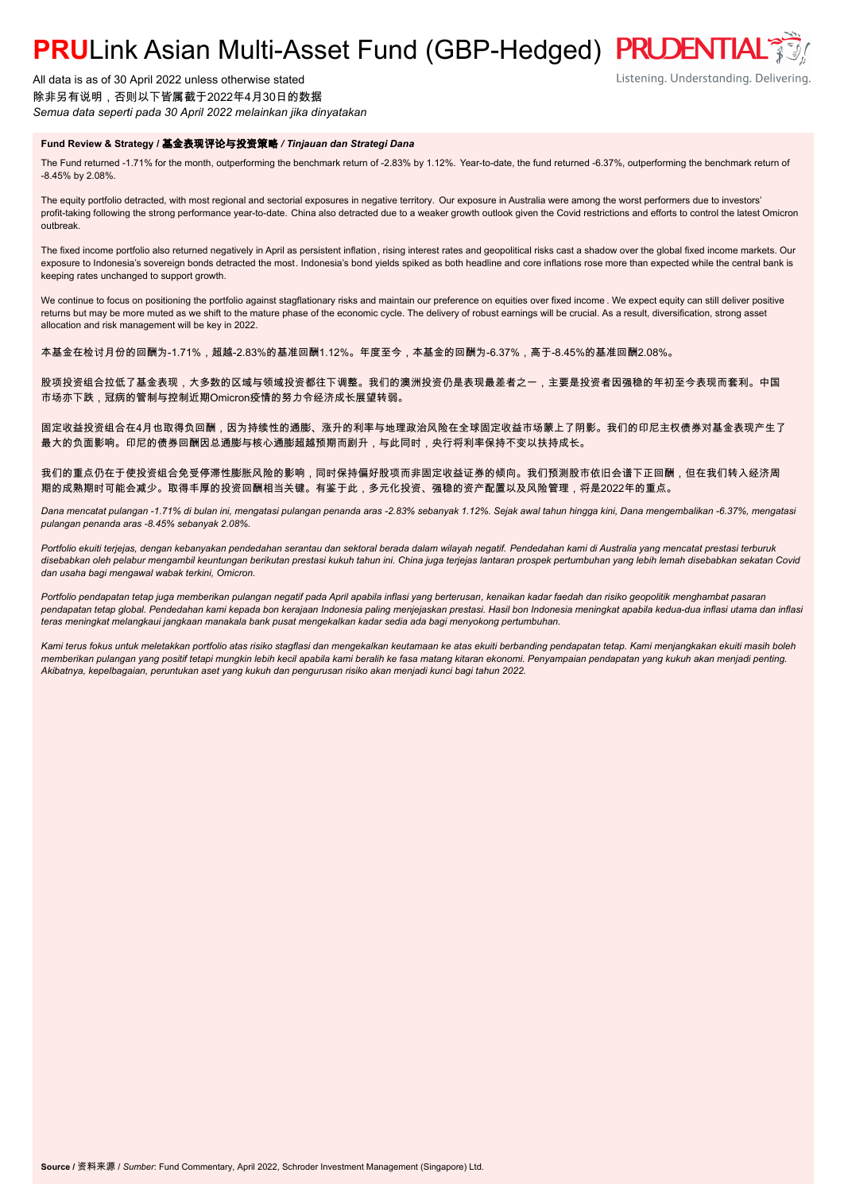# **PRU**Link Asian Multi-Asset Fund (GBP-Hedged)

All data is as of 30 April 2022 unless otherwise stated
除非另有说明，否则以下皆属截于2022年4月30日的数据
*Semua data seperti pada 30 April 2022 melainkan jika dinyatakan*

Listening. Understanding. Delivering.

### Fund Review & Strategy / 基金表现评论与投资策略 / *Tinjauan dan Strategi Dana*

The Fund returned -1.71% for the month, outperforming the benchmark return of -2.83% by 1.12%. Year-to-date, the fund returned -6.37%, outperforming the benchmark return of -8.45% by 2.08%.

The equity portfolio detracted, with most regional and sectorial exposures in negative territory. Our exposure in Australia were among the worst performers due to investors' profit-taking following the strong performance year-to-date. China also detracted due to a weaker growth outlook given the Covid restrictions and efforts to control the latest Omicron outbreak.

The fixed income portfolio also returned negatively in April as persistent inflation, rising interest rates and geopolitical risks cast a shadow over the global fixed income markets. Our exposure to Indonesia's sovereign bonds detracted the most. Indonesia's bond yields spiked as both headline and core inflations rose more than expected while the central bank is keeping rates unchanged to support growth.

We continue to focus on positioning the portfolio against stagflationary risks and maintain our preference on equities over fixed income. We expect equity can still deliver positive returns but may be more muted as we shift to the mature phase of the economic cycle. The delivery of robust earnings will be crucial. As a result, diversification, strong asset allocation and risk management will be key in 2022.

本基金在检讨月份的回酬为-1.71%，超越-2.83%的基准回酬1.12%。年度至今，本基金的回酬为-6.37%，高于-8.45%的基准回酬2.08%。

股项投资组合拉低了基金表现，大多数的区域与领域投资都往下调整。我们的澳洲投资仍是表现最差者之一，主要是投资者因强稳的年初至今表现而套利。中国市场亦下跌，冠病的管制与控制近期Omicron疫情的努力令经济成长展望转弱。

固定收益投资组合在4月也取得负回酬，因为持续性的通膨、涨升的利率与地理政治风险在全球固定收益市场蒙上了阴影。我们的印尼主权债券对基金表现产生了最大的负面影响。印尼的债券回酬因总通膨与核心通膨超越预期而剧升，与此同时，央行将利率保持不变以扶持成长。

我们的重点仍在于使投资组合免受停滞性膨胀风险的影响，同时保持偏好股项而非固定收益证券的倾向。我们预测股市依旧会谱下正回酬，但在我们转入经济周期的成熟期时可能会减少。取得丰厚的投资回酬相当关键。有鉴于此，多元化投资、强稳的资产配置以及风险管理，将是2022年的重点。

*Dana mencatat pulangan -1.71% di bulan ini, mengatasi pulangan penanda aras -2.83% sebanyak 1.12%. Sejak awal tahun hingga kini, Dana mengembalikan -6.37%, mengatasi pulangan penanda aras -8.45% sebanyak 2.08%.*

*Portfolio ekuiti terjejas, dengan kebanyakan pendedahan serantau dan sektoral berada dalam wilayah negatif. Pendedahan kami di Australia yang mencatat prestasi terburuk disebabkan oleh pelabur mengambil keuntungan berikutan prestasi kukuh tahun ini. China juga terjejas lantaran prospek pertumbuhan yang lebih lemah disebabkan sekatan Covid dan usaha bagi mengawal wabak terkini, Omicron.*

*Portfolio pendapatan tetap juga memberikan pulangan negatif pada April apabila inflasi yang berterusan, kenaikan kadar faedah dan risiko geopolitik menghambat pasaran pendapatan tetap global. Pendedahan kami kepada bon kerajaan Indonesia paling menjejaskan prestasi. Hasil bon Indonesia meningkat apabila kedua-dua inflasi utama dan inflasi teras meningkat melangkaui jangkaan manakala bank pusat mengekalkan kadar sedia ada bagi menyokong pertumbuhan.*

*Kami terus fokus untuk meletakkan portfolio atas risiko stagflasi dan mengekalkan keutamaan ke atas ekuiti berbanding pendapatan tetap. Kami menjangkakan ekuiti masih boleh memberikan pulangan yang positif tetapi mungkin lebih kecil apabila kami beralih ke fasa matang kitaran ekonomi. Penyampaian pendapatan yang kukuh akan menjadi penting. Akibatnya, kepelbagaian, peruntukan aset yang kukuh dan pengurusan risiko akan menjadi kunci bagi tahun 2022.*

**Source** / 资料来源 / *Sumber*: Fund Commentary, April 2022, Schroder Investment Management (Singapore) Ltd.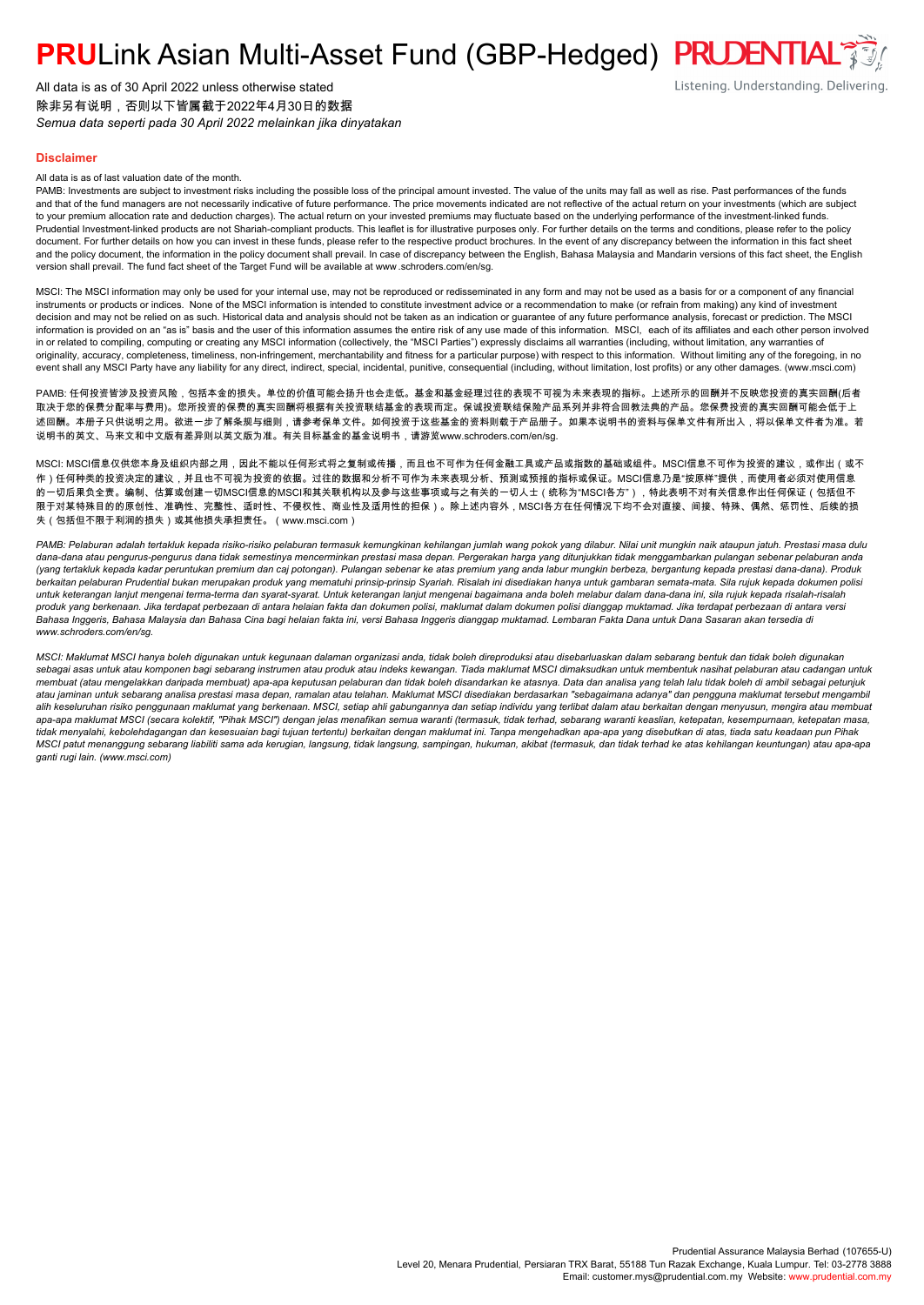# **PRU**Link Asian Multi-Asset Fund (GBP-Hedged)

All data is as of 30 April 2022 unless otherwise stated

除非另有说明，否则以下皆属截于2022年4月30日的数据

*Semua data seperti pada 30 April 2022 melainkan jika dinyatakan*

### Disclaimer

All data is as of last valuation date of the month.

PAMB: Investments are subject to investment risks including the possible loss of the principal amount invested. The value of the units may fall as well as rise. Past performances of the funds and that of the fund managers are not necessarily indicative of future performance. The price movements indicated are not reflective of the actual return on your investments (which are subject to your premium allocation rate and deduction charges). The actual return on your invested premiums may fluctuate based on the underlying performance of the investment-linked funds. Prudential Investment-linked products are not Shariah-compliant products. This leaflet is for illustrative purposes only. For further details on the terms and conditions, please refer to the policy document. For further details on how you can invest in these funds, please refer to the respective product brochures. In the event of any discrepancy between the information in this fact sheet and the policy document, the information in the policy document shall prevail. In case of discrepancy between the English, Bahasa Malaysia and Mandarin versions of this fact sheet, the English version shall prevail. The fund fact sheet of the Target Fund will be available at www.schroders.com/en/sg.

MSCI: The MSCI information may only be used for your internal use, may not be reproduced or redisseminated in any form and may not be used as a basis for or a component of any financial instruments or products or indices. None of the MSCI information is intended to constitute investment advice or a recommendation to make (or refrain from making) any kind of investment decision and may not be relied on as such. Historical data and analysis should not be taken as an indication or guarantee of any future performance analysis, forecast or prediction. The MSCI information is provided on an "as is" basis and the user of this information assumes the entire risk of any use made of this information. MSCI, each of its affiliates and each other person involved in or related to compiling, computing or creating any MSCI information (collectively, the "MSCI Parties") expressly disclaims all warranties (including, without limitation, any warranties of originality, accuracy, completeness, timeliness, non-infringement, merchantability and fitness for a particular purpose) with respect to this information. Without limiting any of the foregoing, in no event shall any MSCI Party have any liability for any direct, indirect, special, incidental, punitive, consequential (including, without limitation, lost profits) or any other damages. (www.msci.com)

PAMB: 任何投资皆涉及投资风险，包括本金的损失。单位的价值可能会扬升也会走低。基金和基金经理过往的表现不可视为未来表现的指标。上述所示的回酬并不反映您投资的真实回酬(后者取决于您的保费分配率与费用)。您所投资的保费的真实回酬将根据有关投资联结基金的表现而定。保诚投资联结保险产品系列并非符合回教法典的产品。您保费投资的真实回酬可能会低于上述回酬。本册子只供说明之用。欲进一步了解条规与细则，请参考保单文件。如何投资于这些基金的资料则载于产品册子。如果本说明书的资料与保单文件有所出入，将以保单文件者为准。若说明书的英文、马来文和中文版有差异则以英文版为准。有关目标基金的基金说明书，请游览www.schroders.com/en/sg.

MSCI: MSCI信息仅供您本身及组织内部之用，因此不能以任何形式将之复制或传播，而且也不可作为任何金融工具或产品或指数的基础或组件。MSCI信息不可作为投资的建议，或作出（或不作）任何种类的投资决定的建议，并且也不可视为投资的依据。过往的数据和分析不可作为未来表现分析、预测或预报的指标或保证。MSCI信息乃是"按原样"提供，而使用者必须对使用信息的一切后果负全责。编制、估算或创建一切MSCI信息的MSCI和其关联机构以及参与这些事项或与之有关的一切人士（统称为"MSCI各方"），特此表明不对有关信息作出任何保证（包括但不限于对某特殊目的的原创性、准确性、完整性、适时性、不侵权性、商业性及适用性的担保）。除上述内容外，MSCI各方在任何情况下均不会对直接、间接、特殊、偶然、惩罚性、后续的损失（包括但不限于利润的损失）或其他损失承担责任。（www.msci.com）

*PAMB: Pelaburan adalah tertakluk kepada risiko-risiko pelaburan termasuk kemungkinan kehilangan jumlah wang pokok yang dilabur. Nilai unit mungkin naik ataupun jatuh. Prestasi masa dulu dana-dana atau pengurus-pengurus dana tidak semestinya mencerminkan prestasi masa depan. Pergerakan harga yang ditunjukkan tidak menggambarkan pulangan sebenar pelaburan anda (yang tertakluk kepada kadar peruntukan premium dan caj potongan). Pulangan sebenar ke atas premium yang anda labur mungkin berbeza, bergantung kepada prestasi dana-dana). Produk berkaitan pelaburan Prudential bukan merupakan produk yang mematuhi prinsip-prinsip Syariah. Risalah ini disediakan hanya untuk gambaran semata-mata. Sila rujuk kepada dokumen polisi untuk keterangan lanjut mengenai terma-terma dan syarat-syarat. Untuk keterangan lanjut mengenai bagaimana anda boleh melabur dalam dana-dana ini, sila rujuk kepada risalah-risalah produk yang berkenaan. Jika terdapat perbezaan di antara helaian fakta dan dokumen polisi, maklumat dalam dokumen polisi dianggap muktamad. Jika terdapat perbezaan di antara versi Bahasa Inggeris, Bahasa Malaysia dan Bahasa Cina bagi helaian fakta ini, versi Bahasa Inggeris dianggap muktamad. Lembaran Fakta Dana untuk Dana Sasaran akan tersedia di www.schroders.com/en/sg.*

*MSCI: Maklumat MSCI hanya boleh digunakan untuk kegunaan dalaman organizasi anda, tidak boleh direproduksi atau disebarluaskan dalam sebarang bentuk dan tidak boleh digunakan sebagai asas untuk atau komponen bagi sebarang instrumen atau produk atau indeks kewangan. Tiada maklumat MSCI dimaksudkan untuk membentuk nasihat pelaburan atau cadangan untuk membuat (atau mengelakkan daripada membuat) apa-apa keputusan pelaburan dan tidak boleh disandarkan ke atasnya. Data dan analisa yang telah lalu tidak boleh di ambil sebagai petunjuk atau jaminan untuk sebarang analisa prestasi masa depan, ramalan atau telahan. Maklumat MSCI disediakan berdasarkan "sebagaimana adanya" dan pengguna maklumat tersebut mengambil alih keseluruhan risiko penggunaan maklumat yang berkenaan. MSCI, setiap ahli gabungannya dan setiap individu yang terlibat dalam atau berkaitan dengan menyusun, mengira atau membuat apa-apa maklumat MSCI (secara kolektif, "Pihak MSCI") dengan jelas menafikan semua waranti (termasuk, tidak terhad, sebarang waranti keaslian, ketepatan, kesempurnaan, ketepatan masa, tidak menyalahi, kebolehdagangan dan kesesuaian bagi tujuan tertentu) berkaitan dengan maklumat ini. Tanpa mengehadkan apa-apa yang disebutkan di atas, tiada satu keadaan pun Pihak MSCI patut menanggung sebarang liabiliti sama ada kerugian, langsung, tidak langsung, sampingan, hukuman, akibat (termasuk, dan tidak terhad ke atas kehilangan keuntungan) atau apa-apa ganti rugi lain. (www.msci.com)*

Prudential Assurance Malaysia Berhad (107655-U)
Level 20, Menara Prudential, Persiaran TRX Barat, 55188 Tun Razak Exchange, Kuala Lumpur. Tel: 03-2778 3888
Email: customer.mys@prudential.com.my Website: www.prudential.com.my